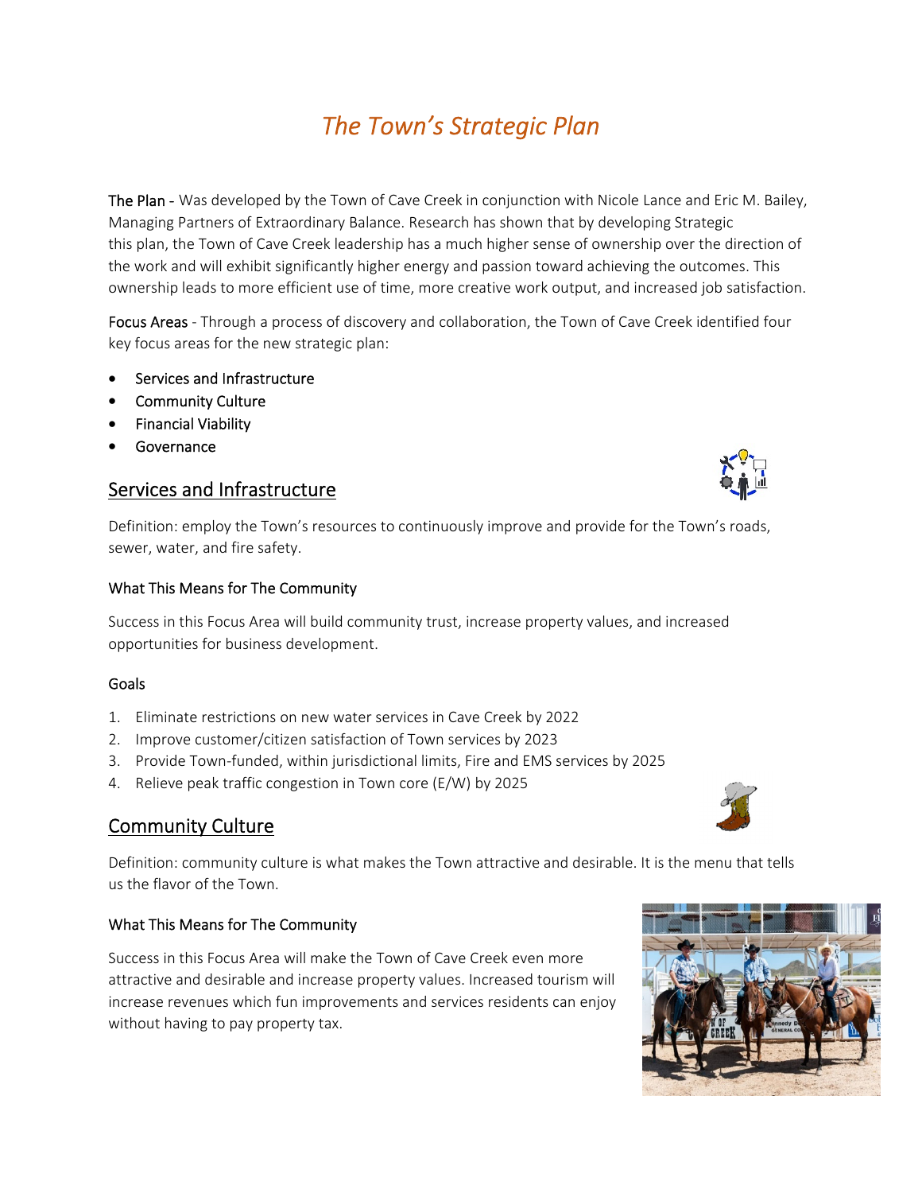# *The Town's Strategic Plan*

The Plan - Was developed by the Town of Cave Creek in conjunction with Nicole Lance and Eric M. Bailey, Managing Partners of Extraordinary Balance. Research has shown that by developing Strategic this plan, the Town of Cave Creek leadership has a much higher sense of ownership over the direction of the work and will exhibit significantly higher energy and passion toward achieving the outcomes. This ownership leads to more efficient use of time, more creative work output, and increased job satisfaction.

Focus Areas - Through a process of discovery and collaboration, the Town of Cave Creek identified four key focus areas for the new strategic plan:

- Services and Infrastructure
- Community Culture
- Financial Viability
- Governance

## Services and Infrastructure

Definition: employ the Town's resources to continuously improve and provide for the Town's roads, sewer, water, and fire safety.

### What This Means for The Community

Success in this Focus Area will build community trust, increase property values, and increased opportunities for business development.

### Goals

1. Eliminate restrictions on new water services in Cave Creek by 2022
2. Improve customer/citizen satisfaction of Town services by 2023
3. Provide Town-funded, within jurisdictional limits, Fire and EMS services by 2025
4. Relieve peak traffic congestion in Town core (E/W) by 2025

## Community Culture

Definition: community culture is what makes the Town attractive and desirable. It is the menu that tells us the flavor of the Town.

### What This Means for The Community

Success in this Focus Area will make the Town of Cave Creek even more attractive and desirable and increase property values. Increased tourism will increase revenues which fun improvements and services residents can enjoy without having to pay property tax.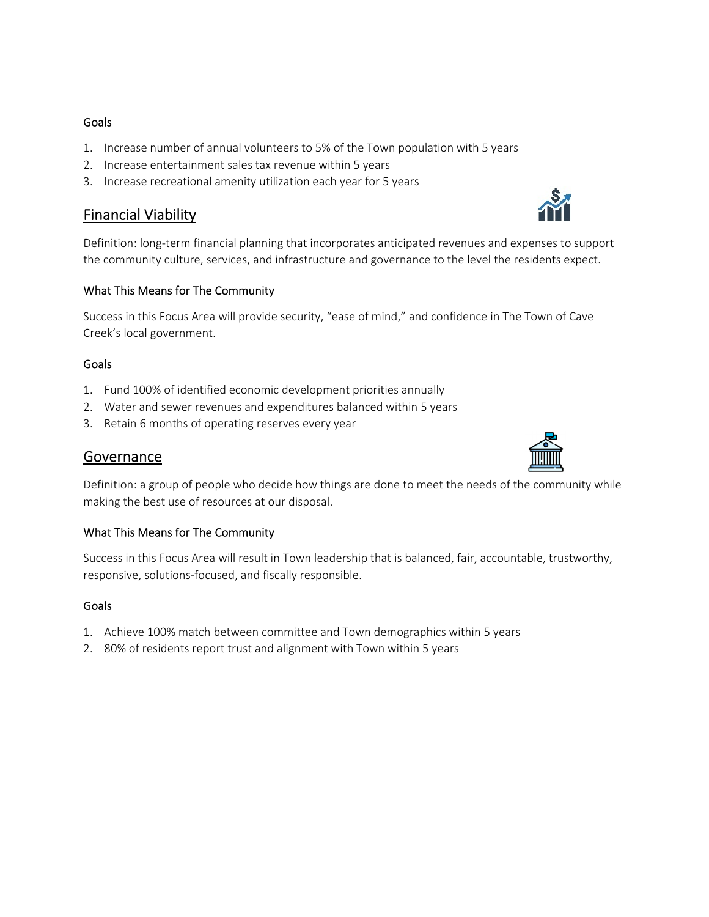### Goals

1. Increase number of annual volunteers to 5% of the Town population with 5 years
2. Increase entertainment sales tax revenue within 5 years
3. Increase recreational amenity utilization each year for 5 years

## Financial Viability

Definition: long-term financial planning that incorporates anticipated revenues and expenses to support the community culture, services, and infrastructure and governance to the level the residents expect.

### What This Means for The Community

Success in this Focus Area will provide security, "ease of mind," and confidence in The Town of Cave Creek's local government.

### Goals

1. Fund 100% of identified economic development priorities annually
2. Water and sewer revenues and expenditures balanced within 5 years
3. Retain 6 months of operating reserves every year

## Governance

Definition: a group of people who decide how things are done to meet the needs of the community while making the best use of resources at our disposal.

### What This Means for The Community

Success in this Focus Area will result in Town leadership that is balanced, fair, accountable, trustworthy, responsive, solutions-focused, and fiscally responsible.

### Goals

1. Achieve 100% match between committee and Town demographics within 5 years
2. 80% of residents report trust and alignment with Town within 5 years